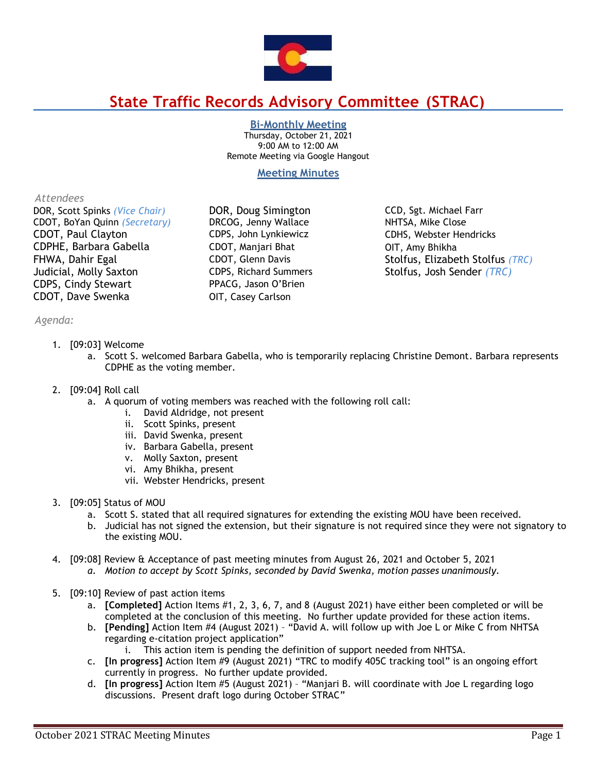# State Traffic Records Advisory Committee (STRAC)

## Bi-Monthly Meeting

Thursday, October 21, 2021
9:00 AM to 12:00 AM
Remote Meeting via Google Hangout

## Meeting Minutes

*Attendees*

DOR, Scott Spinks *(Vice Chair)*
CDOT, BoYan Quinn *(Secretary)*
CDOT, Paul Clayton
CDPHE, Barbara Gabella
FHWA, Dahir Egal
Judicial, Molly Saxton
CDPS, Cindy Stewart
CDOT, Dave Swenka
DOR, Doug Simington
DRCOG, Jenny Wallace
CDPS, John Lynkiewicz
CDOT, Manjari Bhat
CDOT, Glenn Davis
CDPS, Richard Summers
PPACG, Jason O'Brien
OIT, Casey Carlson
CCD, Sgt. Michael Farr
NHTSA, Mike Close
CDHS, Webster Hendricks
OIT, Amy Bhikha
Stolfus, Elizabeth Stolfus *(TRC)*
Stolfus, Josh Sender *(TRC)*

*Agenda:*

1. [09:03] Welcome
   a. Scott S. welcomed Barbara Gabella, who is temporarily replacing Christine Demont. Barbara represents CDPHE as the voting member.

2. [09:04] Roll call
   a. A quorum of voting members was reached with the following roll call:
      i. David Aldridge, not present
      ii. Scott Spinks, present
      iii. David Swenka, present
      iv. Barbara Gabella, present
      v. Molly Saxton, present
      vi. Amy Bhikha, present
      vii. Webster Hendricks, present

3. [09:05] Status of MOU
   a. Scott S. stated that all required signatures for extending the existing MOU have been received.
   b. Judicial has not signed the extension, but their signature is not required since they were not signatory to the existing MOU.

4. [09:08] Review & Acceptance of past meeting minutes from August 26, 2021 and October 5, 2021
   a. *Motion to accept by Scott Spinks, seconded by David Swenka, motion passes unanimously.*

5. [09:10] Review of past action items
   a. **[Completed]** Action Items #1, 2, 3, 6, 7, and 8 (August 2021) have either been completed or will be completed at the conclusion of this meeting. No further update provided for these action items.
   b. **[Pending]** Action Item #4 (August 2021) – "David A. will follow up with Joe L or Mike C from NHTSA regarding e-citation project application"
      i. This action item is pending the definition of support needed from NHTSA.
   c. **[In progress]** Action Item #9 (August 2021) "TRC to modify 405C tracking tool" is an ongoing effort currently in progress. No further update provided.
   d. **[In progress]** Action Item #5 (August 2021) – "Manjari B. will coordinate with Joe L regarding logo discussions. Present draft logo during October STRAC"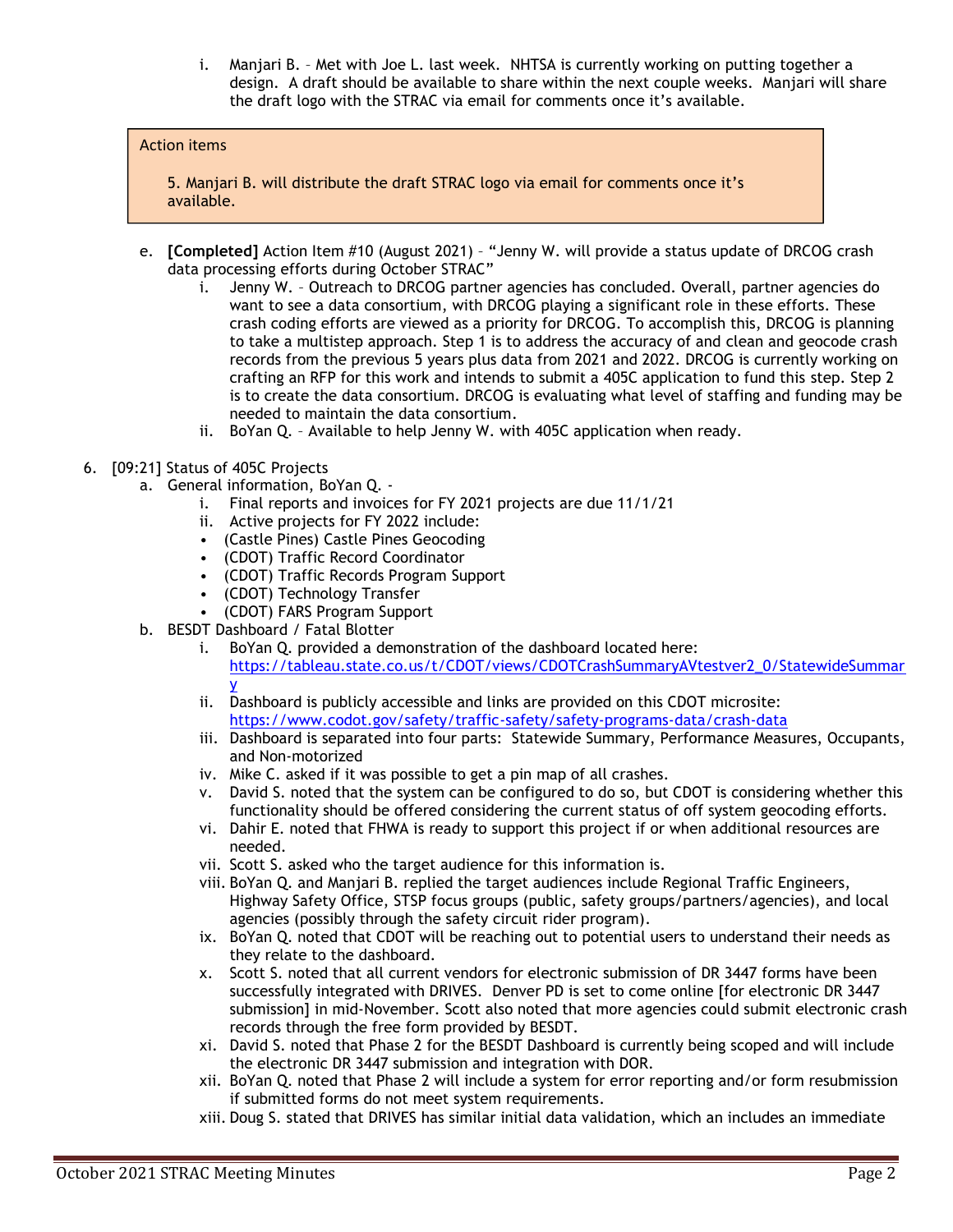i. Manjari B. – Met with Joe L. last week. NHTSA is currently working on putting together a design. A draft should be available to share within the next couple weeks. Manjari will share the draft logo with the STRAC via email for comments once it's available.

> Action items
>
> 5. Manjari B. will distribute the draft STRAC logo via email for comments once it's available.

e. **[Completed]** Action Item #10 (August 2021) – "Jenny W. will provide a status update of DRCOG crash data processing efforts during October STRAC"
   i. Jenny W. – Outreach to DRCOG partner agencies has concluded. Overall, partner agencies do want to see a data consortium, with DRCOG playing a significant role in these efforts. These crash coding efforts are viewed as a priority for DRCOG. To accomplish this, DRCOG is planning to take a multistep approach. Step 1 is to address the accuracy of and clean and geocode crash records from the previous 5 years plus data from 2021 and 2022. DRCOG is currently working on crafting an RFP for this work and intends to submit a 405C application to fund this step. Step 2 is to create the data consortium. DRCOG is evaluating what level of staffing and funding may be needed to maintain the data consortium.
   ii. BoYan Q. – Available to help Jenny W. with 405C application when ready.

6. [09:21] Status of 405C Projects
   a. General information, BoYan Q. -
      i. Final reports and invoices for FY 2021 projects are due 11/1/21
      ii. Active projects for FY 2022 include:
      - (Castle Pines) Castle Pines Geocoding
      - (CDOT) Traffic Record Coordinator
      - (CDOT) Traffic Records Program Support
      - (CDOT) Technology Transfer
      - (CDOT) FARS Program Support
   b. BESDT Dashboard / Fatal Blotter
      i. BoYan Q. provided a demonstration of the dashboard located here: https://tableau.state.co.us/t/CDOT/views/CDOTCrashSummaryAVtestver2_0/StatewideSummary
      ii. Dashboard is publicly accessible and links are provided on this CDOT microsite: https://www.codot.gov/safety/traffic-safety/safety-programs-data/crash-data
      iii. Dashboard is separated into four parts: Statewide Summary, Performance Measures, Occupants, and Non-motorized
      iv. Mike C. asked if it was possible to get a pin map of all crashes.
      v. David S. noted that the system can be configured to do so, but CDOT is considering whether this functionality should be offered considering the current status of off system geocoding efforts.
      vi. Dahir E. noted that FHWA is ready to support this project if or when additional resources are needed.
      vii. Scott S. asked who the target audience for this information is.
      viii. BoYan Q. and Manjari B. replied the target audiences include Regional Traffic Engineers, Highway Safety Office, STSP focus groups (public, safety groups/partners/agencies), and local agencies (possibly through the safety circuit rider program).
      ix. BoYan Q. noted that CDOT will be reaching out to potential users to understand their needs as they relate to the dashboard.
      x. Scott S. noted that all current vendors for electronic submission of DR 3447 forms have been successfully integrated with DRIVES. Denver PD is set to come online [for electronic DR 3447 submission] in mid-November. Scott also noted that more agencies could submit electronic crash records through the free form provided by BESDT.
      xi. David S. noted that Phase 2 for the BESDT Dashboard is currently being scoped and will include the electronic DR 3447 submission and integration with DOR.
      xii. BoYan Q. noted that Phase 2 will include a system for error reporting and/or form resubmission if submitted forms do not meet system requirements.
      xiii. Doug S. stated that DRIVES has similar initial data validation, which an includes an immediate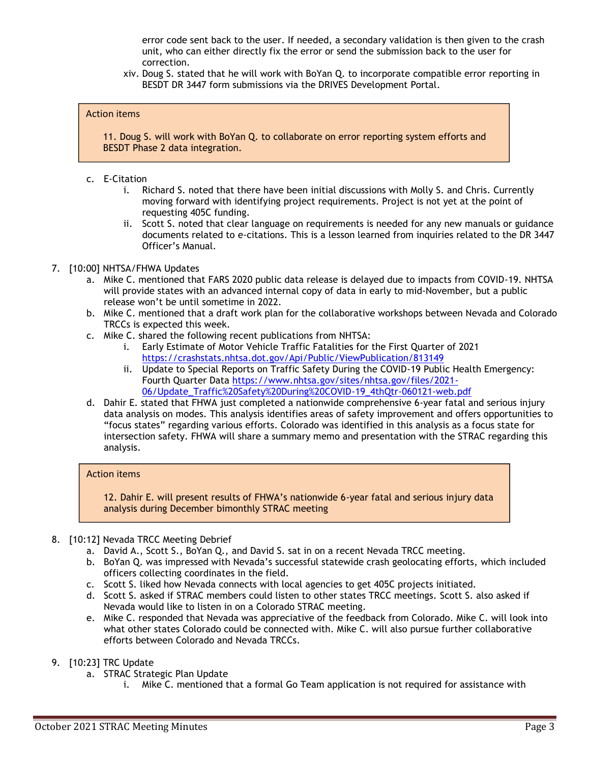error code sent back to the user. If needed, a secondary validation is then given to the crash unit, who can either directly fix the error or send the submission back to the user for correction.

xiv. Doug S. stated that he will work with BoYan Q. to incorporate compatible error reporting in BESDT DR 3447 form submissions via the DRIVES Development Portal.

> Action items
>
> 11. Doug S. will work with BoYan Q. to collaborate on error reporting system efforts and BESDT Phase 2 data integration.

c. E-Citation
   i. Richard S. noted that there have been initial discussions with Molly S. and Chris. Currently moving forward with identifying project requirements. Project is not yet at the point of requesting 405C funding.
   ii. Scott S. noted that clear language on requirements is needed for any new manuals or guidance documents related to e-citations. This is a lesson learned from inquiries related to the DR 3447 Officer's Manual.

7. [10:00] NHTSA/FHWA Updates
   a. Mike C. mentioned that FARS 2020 public data release is delayed due to impacts from COVID-19. NHTSA will provide states with an advanced internal copy of data in early to mid-November, but a public release won't be until sometime in 2022.
   b. Mike C. mentioned that a draft work plan for the collaborative workshops between Nevada and Colorado TRCCs is expected this week.
   c. Mike C. shared the following recent publications from NHTSA:
      i. Early Estimate of Motor Vehicle Traffic Fatalities for the First Quarter of 2021 https://crashstats.nhtsa.dot.gov/Api/Public/ViewPublication/813149
      ii. Update to Special Reports on Traffic Safety During the COVID-19 Public Health Emergency: Fourth Quarter Data https://www.nhtsa.gov/sites/nhtsa.gov/files/2021-06/Update_Traffic%20Safety%20During%20COVID-19_4thQtr-060121-web.pdf
   d. Dahir E. stated that FHWA just completed a nationwide comprehensive 6-year fatal and serious injury data analysis on modes. This analysis identifies areas of safety improvement and offers opportunities to "focus states" regarding various efforts. Colorado was identified in this analysis as a focus state for intersection safety. FHWA will share a summary memo and presentation with the STRAC regarding this analysis.

> Action items
>
> 12. Dahir E. will present results of FHWA's nationwide 6-year fatal and serious injury data analysis during December bimonthly STRAC meeting

8. [10:12] Nevada TRCC Meeting Debrief
   a. David A., Scott S., BoYan Q., and David S. sat in on a recent Nevada TRCC meeting.
   b. BoYan Q. was impressed with Nevada's successful statewide crash geolocating efforts, which included officers collecting coordinates in the field.
   c. Scott S. liked how Nevada connects with local agencies to get 405C projects initiated.
   d. Scott S. asked if STRAC members could listen to other states TRCC meetings. Scott S. also asked if Nevada would like to listen in on a Colorado STRAC meeting.
   e. Mike C. responded that Nevada was appreciative of the feedback from Colorado. Mike C. will look into what other states Colorado could be connected with. Mike C. will also pursue further collaborative efforts between Colorado and Nevada TRCCs.

9. [10:23] TRC Update
   a. STRAC Strategic Plan Update
      i. Mike C. mentioned that a formal Go Team application is not required for assistance with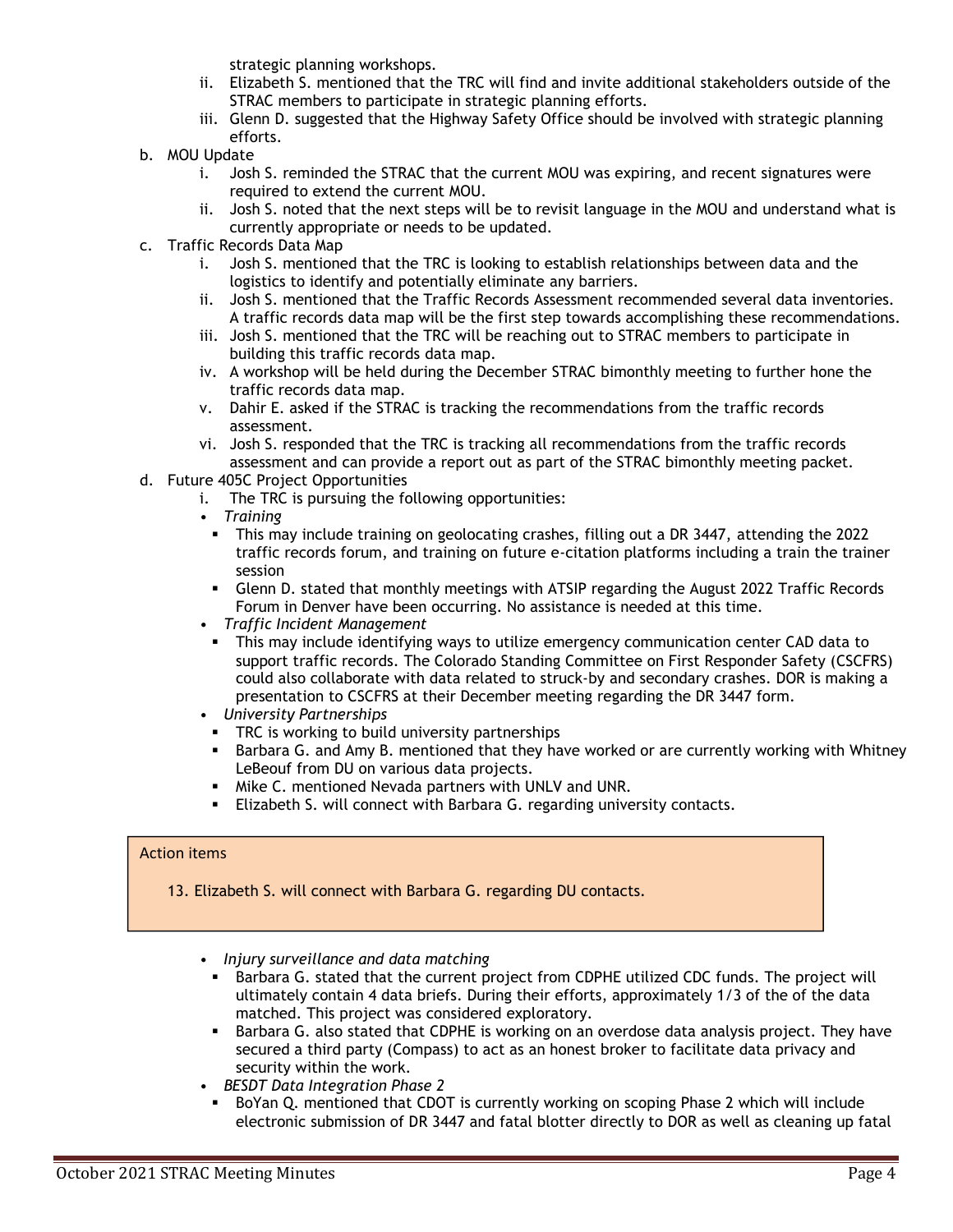strategic planning workshops.

ii. Elizabeth S. mentioned that the TRC will find and invite additional stakeholders outside of the STRAC members to participate in strategic planning efforts.

iii. Glenn D. suggested that the Highway Safety Office should be involved with strategic planning efforts.

b. MOU Update

i. Josh S. reminded the STRAC that the current MOU was expiring, and recent signatures were required to extend the current MOU.

ii. Josh S. noted that the next steps will be to revisit language in the MOU and understand what is currently appropriate or needs to be updated.

c. Traffic Records Data Map

i. Josh S. mentioned that the TRC is looking to establish relationships between data and the logistics to identify and potentially eliminate any barriers.

ii. Josh S. mentioned that the Traffic Records Assessment recommended several data inventories. A traffic records data map will be the first step towards accomplishing these recommendations.

iii. Josh S. mentioned that the TRC will be reaching out to STRAC members to participate in building this traffic records data map.

iv. A workshop will be held during the December STRAC bimonthly meeting to further hone the traffic records data map.

v. Dahir E. asked if the STRAC is tracking the recommendations from the traffic records assessment.

vi. Josh S. responded that the TRC is tracking all recommendations from the traffic records assessment and can provide a report out as part of the STRAC bimonthly meeting packet.

d. Future 405C Project Opportunities

i. The TRC is pursuing the following opportunities:

- *Training*
  - This may include training on geolocating crashes, filling out a DR 3447, attending the 2022 traffic records forum, and training on future e-citation platforms including a train the trainer session
  - Glenn D. stated that monthly meetings with ATSIP regarding the August 2022 Traffic Records Forum in Denver have been occurring. No assistance is needed at this time.
- *Traffic Incident Management*
  - This may include identifying ways to utilize emergency communication center CAD data to support traffic records. The Colorado Standing Committee on First Responder Safety (CSCFRS) could also collaborate with data related to struck-by and secondary crashes. DOR is making a presentation to CSCFRS at their December meeting regarding the DR 3447 form.
- *University Partnerships*
  - TRC is working to build university partnerships
  - Barbara G. and Amy B. mentioned that they have worked or are currently working with Whitney LeBeouf from DU on various data projects.
  - Mike C. mentioned Nevada partners with UNLV and UNR.
  - Elizabeth S. will connect with Barbara G. regarding university contacts.

> Action items
>
> 13. Elizabeth S. will connect with Barbara G. regarding DU contacts.

- *Injury surveillance and data matching*
  - Barbara G. stated that the current project from CDPHE utilized CDC funds. The project will ultimately contain 4 data briefs. During their efforts, approximately 1/3 of the of the data matched. This project was considered exploratory.
  - Barbara G. also stated that CDPHE is working on an overdose data analysis project. They have secured a third party (Compass) to act as an honest broker to facilitate data privacy and security within the work.
- *BESDT Data Integration Phase 2*
  - BoYan Q. mentioned that CDOT is currently working on scoping Phase 2 which will include electronic submission of DR 3447 and fatal blotter directly to DOR as well as cleaning up fatal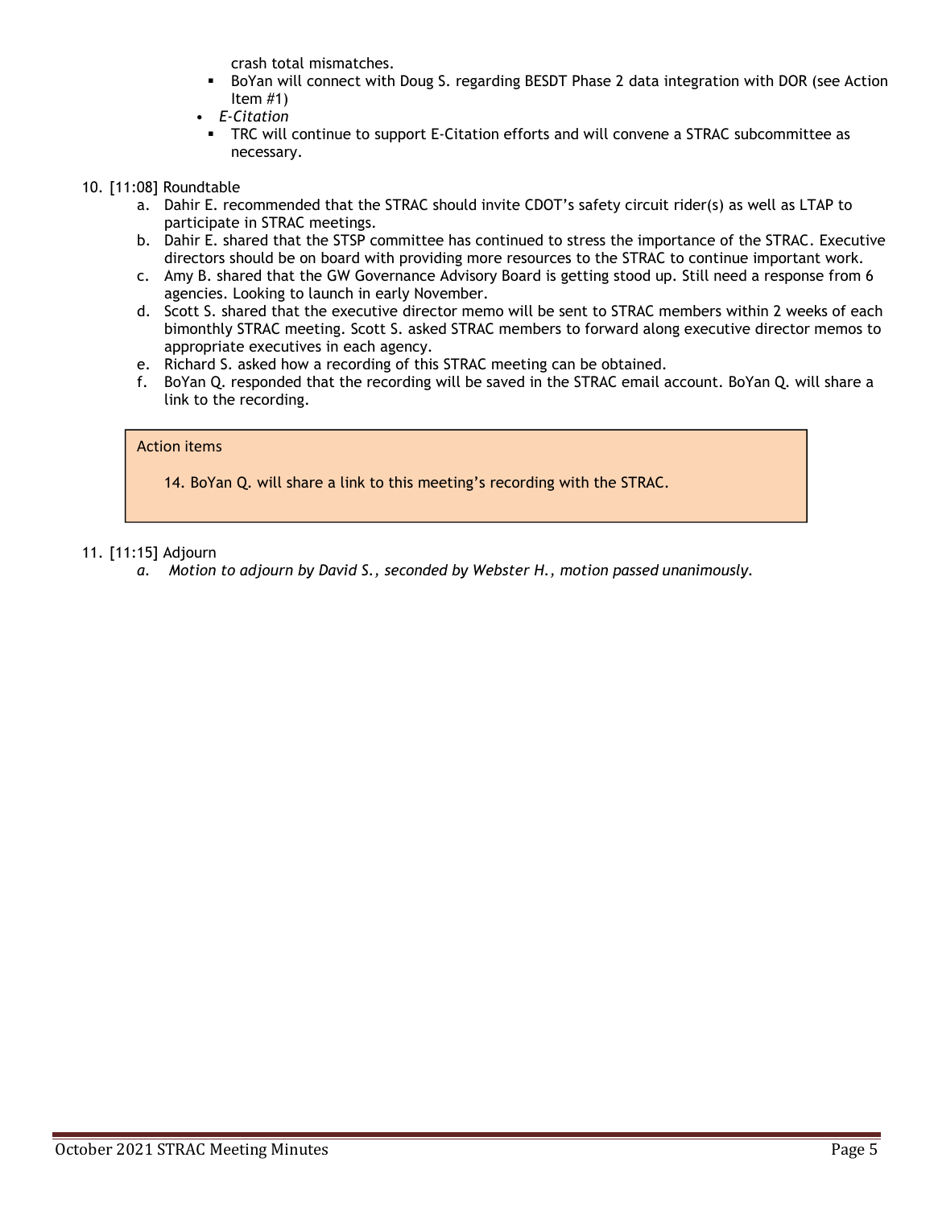crash total mismatches.
    - BoYan will connect with Doug S. regarding BESDT Phase 2 data integration with DOR (see Action Item #1)
- *E-Citation*
    - TRC will continue to support E-Citation efforts and will convene a STRAC subcommittee as necessary.

10. [11:08] Roundtable
    a. Dahir E. recommended that the STRAC should invite CDOT's safety circuit rider(s) as well as LTAP to participate in STRAC meetings.
    b. Dahir E. shared that the STSP committee has continued to stress the importance of the STRAC. Executive directors should be on board with providing more resources to the STRAC to continue important work.
    c. Amy B. shared that the GW Governance Advisory Board is getting stood up. Still need a response from 6 agencies. Looking to launch in early November.
    d. Scott S. shared that the executive director memo will be sent to STRAC members within 2 weeks of each bimonthly STRAC meeting. Scott S. asked STRAC members to forward along executive director memos to appropriate executives in each agency.
    e. Richard S. asked how a recording of this STRAC meeting can be obtained.
    f. BoYan Q. responded that the recording will be saved in the STRAC email account. BoYan Q. will share a link to the recording.

> Action items
>
> 14. BoYan Q. will share a link to this meeting's recording with the STRAC.

11. [11:15] Adjourn
    a. *Motion to adjourn by David S., seconded by Webster H., motion passed unanimously.*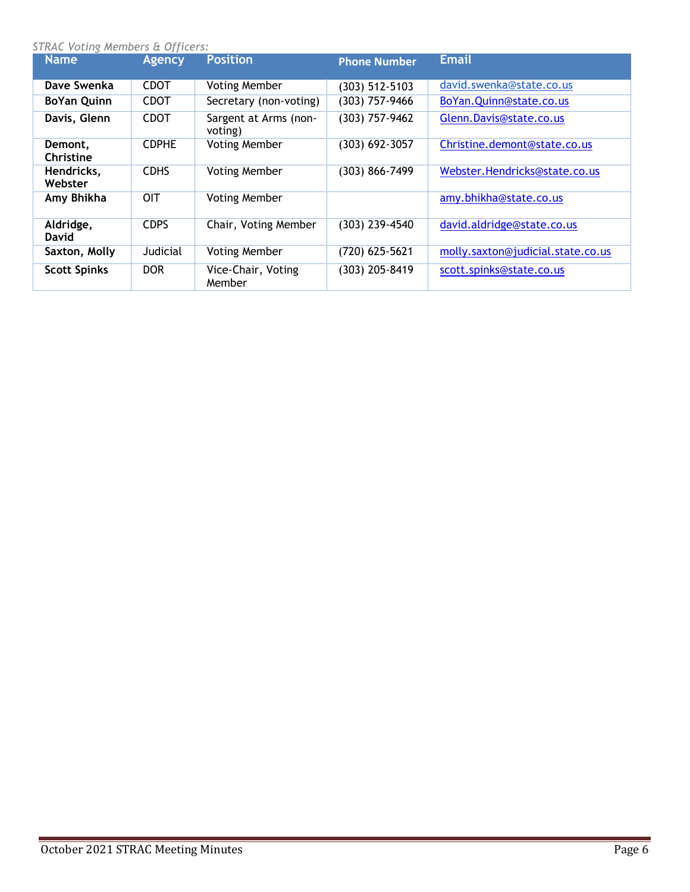*STRAC Voting Members & Officers:*

| Name | Agency | Position | Phone Number | Email |
|---|---|---|---|---|
| **Dave Swenka** | CDOT | Voting Member | (303) 512-5103 | david.swenka@state.co.us |
| **BoYan Quinn** | CDOT | Secretary (non-voting) | (303) 757-9466 | BoYan.Quinn@state.co.us |
| **Davis, Glenn** | CDOT | Sargent at Arms (non-voting) | (303) 757-9462 | Glenn.Davis@state.co.us |
| **Demont, Christine** | CDPHE | Voting Member | (303) 692-3057 | Christine.demont@state.co.us |
| **Hendricks, Webster** | CDHS | Voting Member | (303) 866-7499 | Webster.Hendricks@state.co.us |
| **Amy Bhikha** | OIT | Voting Member | | amy.bhikha@state.co.us |
| **Aldridge, David** | CDPS | Chair, Voting Member | (303) 239-4540 | david.aldridge@state.co.us |
| **Saxton, Molly** | Judicial | Voting Member | (720) 625-5621 | molly.saxton@judicial.state.co.us |
| **Scott Spinks** | DOR | Vice-Chair, Voting Member | (303) 205-8419 | scott.spinks@state.co.us |